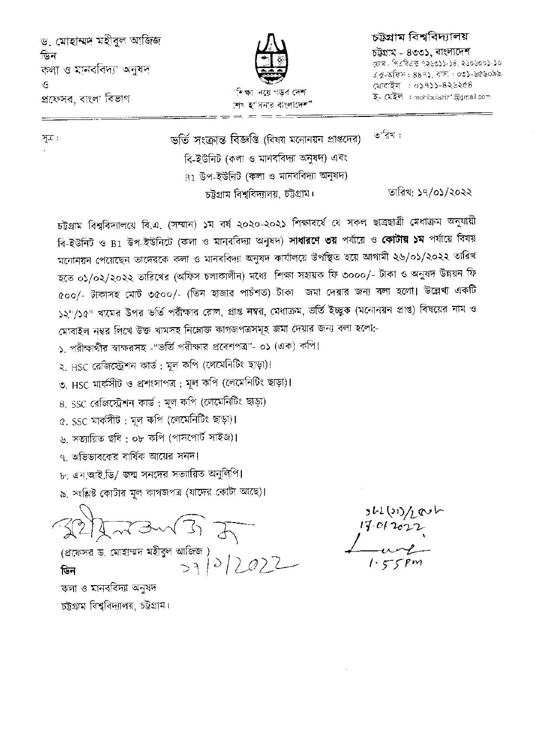ড. মোহাম্মদ মহীবুল আজিজ
ডিন
কলা ও মানববিদ্যা অনুষদ
ও
প্রফেসর, বাংলা বিভাগ

"শিক্ষা নিয়ে গড়ব দেশ
শেখ হাসিনার বাংলাদেশ"

চট্টগ্রাম বিশ্ববিদ্যালয়
চট্টগ্রাম - ৪৩৩১, বাংলাদেশ
ফোন : পিএবিএক্স ৭২৬৩১১-১৪, ২৬০৬০০১-১০
এক্স-অফিস : ৪৪৭১, বাসা : ০৩১-৬৫৬০৯৯
মোবাইল : ০১৭১১-৪২৬২৫৪
ই- মেইল : mohibulaziz1@gmail.com

সূত্র :  তারিখ :

## ভর্তি সংক্রান্ত বিজ্ঞপ্তি (বিষয় মনোনয়ন প্রাপ্তদের)
## বি-ইউনিট (কলা ও মানববিদ্যা অনুষদ) এবং
## B1 উপ-ইউনিট (কলা ও মানববিদ্যা অনুষদ)
## চট্টগ্রাম বিশ্ববিদ্যালয়, চট্টগ্রাম।

তারিখ: ১৭/০১/২০২২

চট্টগ্রাম বিশ্ববিদ্যালয়ে বি.এ. (সম্মান) ১ম বর্ষ ২০২০-২০২১ শিক্ষাবর্ষে যে সকল ছাত্রছাত্রী মেধাক্রম অনুযায়ী বি-ইউনিট ও B1 উপ-ইউনিটে (কলা ও মানববিদ্যা অনুষদ) **সাধারণে ৩য়** পর্যায়ে ও **কোটায় ১ম** পর্যায়ে বিষয় মনোনয়ন পেয়েছেন তাদেরকে কলা ও মানববিদ্যা অনুষদ কার্যালয়ে উপস্থিত হয়ে আগামী ২৬/০১/২০২২ তারিখ হতে ০১/০২/২০২২ তারিখের (অফিস চলাকালীন) মধ্যে শিক্ষা সহায়ক ফি ৩০০০/- টাকা ও অনুষদ উন্নয়ন ফি ৫০০/- টাকাসহ মোট ৩৫০০/- (তিন হাজার পাচঁশত) টাকা জমা দেয়ার জন্য বলা হলো। উল্লেখ্য একটি ১২"/১৫" খামের উপর ভর্তি পরীক্ষার রোল, প্রাপ্ত নম্বর, মেধাক্রম, ভর্তি ইচ্ছুক (মনোনয়ন প্রাপ্ত) বিষয়ের নাম ও মোবাইল নম্বর লিখে উক্ত খামসহ নিম্নোক্ত কাগজপত্রসমূহ জমা দেয়ার জন্য বলা হলো:-

১. পরীক্ষার্থীর স্বাক্ষরসহ -"ভর্তি পরীক্ষার প্রবেশপত্র"- ০১ (এক) কপি।
২. HSC রেজিস্ট্রেশন কার্ড : মূল কপি (লেমেনিটিং ছাড়া)।
৩. HSC মার্কসীট ও প্রশংসাপত্র : মূল কপি (লেমেনিটিং ছাড়া)।
৪. SSC রেজিস্ট্রেশন কার্ড : মূল কপি (লেমেনিটিং ছাড়া)
৫. SSC মার্কসীট : মূল কপি (লেমেনিটিং ছাড়া)।
৬. সত্যায়িত ছবি : ০৮ কপি (পাসপোর্ট সাইজ)।
৭. অভিভাবকের বার্ষিক আয়ের সনদ।
৮. এন.আই.ডি/ জন্ম সনদের সত্যায়িত অনুলিপি।
৯. সংশ্লিষ্ট কোটার মূল কাগজপত্র (যাদের কোটা আছে)।

17/1/2022

(প্রফেসর ড. মোহাম্মদ মহীবুল আজিজ )
**ডিন**
কলা ও মানববিদ্যা অনুষদ
চট্টগ্রাম বিশ্ববিদ্যালয়, চট্টগ্রাম।

১৮২(১১)/২৫০৮
17.01.2022
1:55 pm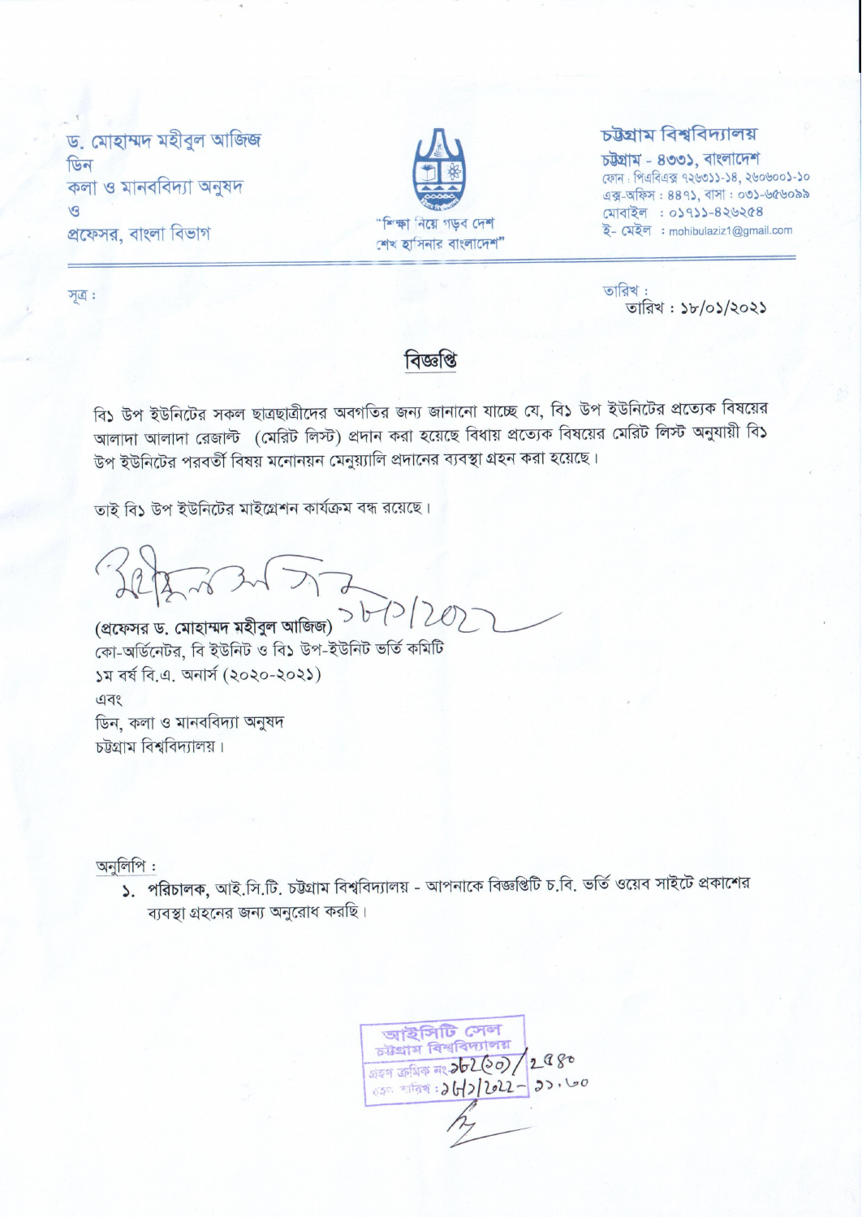ড. মোহাম্মদ মহীবুল আজিজ
ডিন
কলা ও মানববিদ্যা অনুষদ
ও
প্রফেসর, বাংলা বিভাগ

"শিক্ষা নিয়ে গড়ব দেশ
শেখ হাসিনার বাংলাদেশ"

চট্টগ্রাম বিশ্ববিদ্যালয়
চট্টগ্রাম - ৪৩৩১, বাংলাদেশ
ফোন : পিএবিএক্স ৭২৬৩১১-১৪, ২৬০৬০০১-১০
এক্স-অফিস : ৪৪৭১, বাসা : ০৩১-৬৫৬০৯৯
মোবাইল : ০১৭১১-৪২৬২৫৪
ই- মেইল : mohibulaziz1@gmail.com

সূত্র :

তারিখ : ১৮/০১/২০২১

## বিজ্ঞপ্তি

বি১ উপ ইউনিটের সকল ছাত্রছাত্রীদের অবগতির জন্য জানানো যাচ্ছে যে, বি১ উপ ইউনিটের প্রত্যেক বিষয়ের আলাদা আলাদা রেজাল্ট (মেরিট লিস্ট) প্রদান করা হয়েছে বিধায় প্রত্যেক বিষয়ের মেরিট লিস্ট অনুযায়ী বি১ উপ ইউনিটের পরবর্তী বিষয় মনোনয়ন মেনুয়্যালি প্রদানের ব্যবস্থা গ্রহন করা হয়েছে।

তাই বি১ উপ ইউনিটের মাইগ্রেশন কার্যক্রম বন্ধ রয়েছে।

১৮/১/২০২২

(প্রফেসর ড. মোহাম্মদ মহীবুল আজিজ)
কো-অর্ডিনেটর, বি ইউনিট ও বি১ উপ-ইউনিট ভর্তি কমিটি
১ম বর্ষ বি.এ. অনার্স (২০২০-২০২১)
এবং
ডিন, কলা ও মানববিদ্যা অনুষদ
চট্টগ্রাম বিশ্ববিদ্যালয়।

অনুলিপি :

১. **পরিচালক,** আই.সি.টি. চট্টগ্রাম বিশ্ববিদ্যালয় - আপনাকে বিজ্ঞপ্তিটি চ.বি. ভর্তি ওয়েব সাইটে প্রকাশের ব্যবস্থা গ্রহনের জন্য অনুরোধ করছি।

আইসিটি সেল
চট্টগ্রাম বিশ্ববিদ্যালয়
গ্রহণ ক্রমিক নং ২৬২(৩০)/২৭৪০
গ্রহণ তারিখ : ১৮/১/২০২২ - ১১.৬০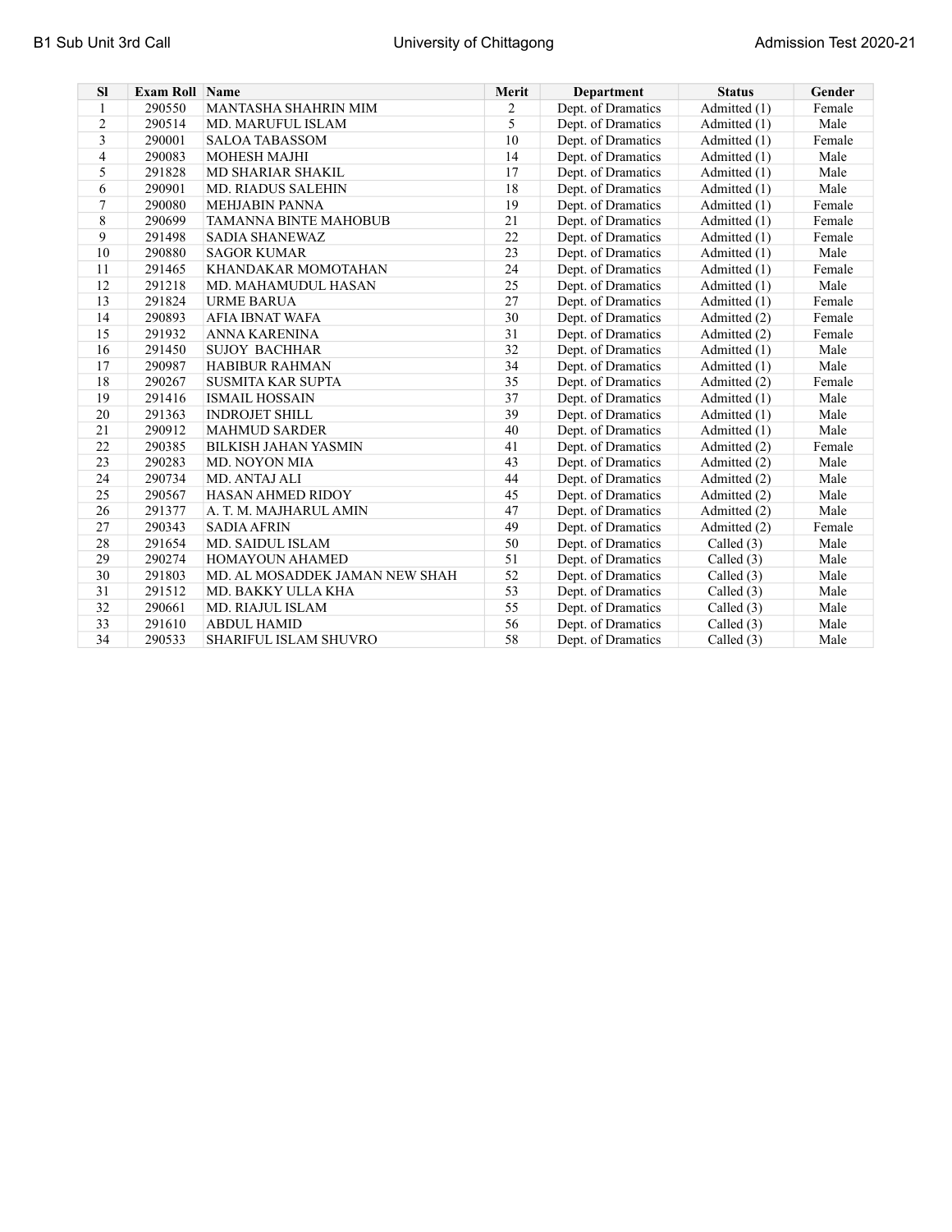| Sl | Exam Roll | Name | Merit | Department | Status | Gender |
|---|---|---|---|---|---|---|
| 1 | 290550 | MANTASHA SHAHRIN MIM | 2 | Dept. of Dramatics | Admitted (1) | Female |
| 2 | 290514 | MD. MARUFUL ISLAM | 5 | Dept. of Dramatics | Admitted (1) | Male |
| 3 | 290001 | SALOA TABASSOM | 10 | Dept. of Dramatics | Admitted (1) | Female |
| 4 | 290083 | MOHESH MAJHI | 14 | Dept. of Dramatics | Admitted (1) | Male |
| 5 | 291828 | MD SHARIAR SHAKIL | 17 | Dept. of Dramatics | Admitted (1) | Male |
| 6 | 290901 | MD. RIADUS SALEHIN | 18 | Dept. of Dramatics | Admitted (1) | Male |
| 7 | 290080 | MEHJABIN PANNA | 19 | Dept. of Dramatics | Admitted (1) | Female |
| 8 | 290699 | TAMANNA BINTE MAHOBUB | 21 | Dept. of Dramatics | Admitted (1) | Female |
| 9 | 291498 | SADIA SHANEWAZ | 22 | Dept. of Dramatics | Admitted (1) | Female |
| 10 | 290880 | SAGOR KUMAR | 23 | Dept. of Dramatics | Admitted (1) | Male |
| 11 | 291465 | KHANDAKAR MOMOTAHAN | 24 | Dept. of Dramatics | Admitted (1) | Female |
| 12 | 291218 | MD. MAHAMUDUL HASAN | 25 | Dept. of Dramatics | Admitted (1) | Male |
| 13 | 291824 | URME BARUA | 27 | Dept. of Dramatics | Admitted (1) | Female |
| 14 | 290893 | AFIA IBNAT WAFA | 30 | Dept. of Dramatics | Admitted (2) | Female |
| 15 | 291932 | ANNA KARENINA | 31 | Dept. of Dramatics | Admitted (2) | Female |
| 16 | 291450 | SUJOY BACHHAR | 32 | Dept. of Dramatics | Admitted (1) | Male |
| 17 | 290987 | HABIBUR RAHMAN | 34 | Dept. of Dramatics | Admitted (1) | Male |
| 18 | 290267 | SUSMITA KAR SUPTA | 35 | Dept. of Dramatics | Admitted (2) | Female |
| 19 | 291416 | ISMAIL HOSSAIN | 37 | Dept. of Dramatics | Admitted (1) | Male |
| 20 | 291363 | INDROJET SHILL | 39 | Dept. of Dramatics | Admitted (1) | Male |
| 21 | 290912 | MAHMUD SARDER | 40 | Dept. of Dramatics | Admitted (1) | Male |
| 22 | 290385 | BILKISH JAHAN YASMIN | 41 | Dept. of Dramatics | Admitted (2) | Female |
| 23 | 290283 | MD. NOYON MIA | 43 | Dept. of Dramatics | Admitted (2) | Male |
| 24 | 290734 | MD. ANTAJ ALI | 44 | Dept. of Dramatics | Admitted (2) | Male |
| 25 | 290567 | HASAN AHMED RIDOY | 45 | Dept. of Dramatics | Admitted (2) | Male |
| 26 | 291377 | A. T. M. MAJHARUL AMIN | 47 | Dept. of Dramatics | Admitted (2) | Male |
| 27 | 290343 | SADIA AFRIN | 49 | Dept. of Dramatics | Admitted (2) | Female |
| 28 | 291654 | MD. SAIDUL ISLAM | 50 | Dept. of Dramatics | Called (3) | Male |
| 29 | 290274 | HOMAYOUN AHAMED | 51 | Dept. of Dramatics | Called (3) | Male |
| 30 | 291803 | MD. AL MOSADDEK JAMAN NEW SHAH | 52 | Dept. of Dramatics | Called (3) | Male |
| 31 | 291512 | MD. BAKKY ULLA KHA | 53 | Dept. of Dramatics | Called (3) | Male |
| 32 | 290661 | MD. RIAJUL ISLAM | 55 | Dept. of Dramatics | Called (3) | Male |
| 33 | 291610 | ABDUL HAMID | 56 | Dept. of Dramatics | Called (3) | Male |
| 34 | 290533 | SHARIFUL ISLAM SHUVRO | 58 | Dept. of Dramatics | Called (3) | Male |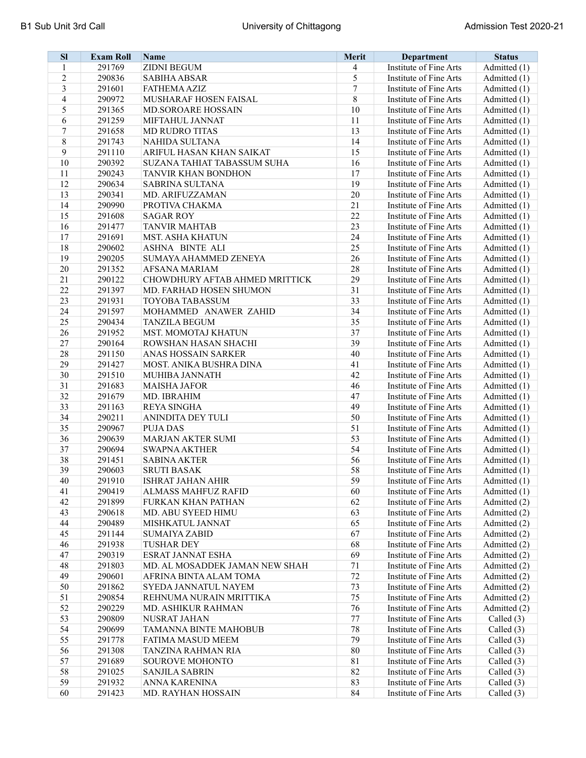| Sl | Exam Roll | Name | Merit | Department | Status |
|---|---|---|---|---|---|
| 1 | 291769 | ZIDNI BEGUM | 4 | Institute of Fine Arts | Admitted (1) |
| 2 | 290836 | SABIHA ABSAR | 5 | Institute of Fine Arts | Admitted (1) |
| 3 | 291601 | FATHEMA AZIZ | 7 | Institute of Fine Arts | Admitted (1) |
| 4 | 290972 | MUSHARAF HOSEN FAISAL | 8 | Institute of Fine Arts | Admitted (1) |
| 5 | 291365 | MD.SOROARE HOSSAIN | 10 | Institute of Fine Arts | Admitted (1) |
| 6 | 291259 | MIFTAHUL JANNAT | 11 | Institute of Fine Arts | Admitted (1) |
| 7 | 291658 | MD RUDRO TITAS | 13 | Institute of Fine Arts | Admitted (1) |
| 8 | 291743 | NAHIDA SULTANA | 14 | Institute of Fine Arts | Admitted (1) |
| 9 | 291110 | ARIFUL HASAN KHAN SAIKAT | 15 | Institute of Fine Arts | Admitted (1) |
| 10 | 290392 | SUZANA TAHIAT TABASSUM SUHA | 16 | Institute of Fine Arts | Admitted (1) |
| 11 | 290243 | TANVIR KHAN BONDHON | 17 | Institute of Fine Arts | Admitted (1) |
| 12 | 290634 | SABRINA SULTANA | 19 | Institute of Fine Arts | Admitted (1) |
| 13 | 290341 | MD. ARIFUZZAMAN | 20 | Institute of Fine Arts | Admitted (1) |
| 14 | 290990 | PROTIVA CHAKMA | 21 | Institute of Fine Arts | Admitted (1) |
| 15 | 291608 | SAGAR ROY | 22 | Institute of Fine Arts | Admitted (1) |
| 16 | 291477 | TANVIR MAHTAB | 23 | Institute of Fine Arts | Admitted (1) |
| 17 | 291691 | MST. ASHA KHATUN | 24 | Institute of Fine Arts | Admitted (1) |
| 18 | 290602 | ASHNA BINTE ALI | 25 | Institute of Fine Arts | Admitted (1) |
| 19 | 290205 | SUMAYA AHAMMED ZENEYA | 26 | Institute of Fine Arts | Admitted (1) |
| 20 | 291352 | AFSANA MARIAM | 28 | Institute of Fine Arts | Admitted (1) |
| 21 | 290122 | CHOWDHURY AFTAB AHMED MRITTICK | 29 | Institute of Fine Arts | Admitted (1) |
| 22 | 291397 | MD. FARHAD HOSEN SHUMON | 31 | Institute of Fine Arts | Admitted (1) |
| 23 | 291931 | TOYOBA TABASSUM | 33 | Institute of Fine Arts | Admitted (1) |
| 24 | 291597 | MOHAMMED ANAWER ZAHID | 34 | Institute of Fine Arts | Admitted (1) |
| 25 | 290434 | TANZILA BEGUM | 35 | Institute of Fine Arts | Admitted (1) |
| 26 | 291952 | MST. MOMOTAJ KHATUN | 37 | Institute of Fine Arts | Admitted (1) |
| 27 | 290164 | ROWSHAN HASAN SHACHI | 39 | Institute of Fine Arts | Admitted (1) |
| 28 | 291150 | ANAS HOSSAIN SARKER | 40 | Institute of Fine Arts | Admitted (1) |
| 29 | 291427 | MOST. ANIKA BUSHRA DINA | 41 | Institute of Fine Arts | Admitted (1) |
| 30 | 291510 | MUHIBA JANNATH | 42 | Institute of Fine Arts | Admitted (1) |
| 31 | 291683 | MAISHA JAFOR | 46 | Institute of Fine Arts | Admitted (1) |
| 32 | 291679 | MD. IBRAHIM | 47 | Institute of Fine Arts | Admitted (1) |
| 33 | 291163 | REYA SINGHA | 49 | Institute of Fine Arts | Admitted (1) |
| 34 | 290211 | ANINDITA DEY TULI | 50 | Institute of Fine Arts | Admitted (1) |
| 35 | 290967 | PUJA DAS | 51 | Institute of Fine Arts | Admitted (1) |
| 36 | 290639 | MARJAN AKTER SUMI | 53 | Institute of Fine Arts | Admitted (1) |
| 37 | 290694 | SWAPNA AKTHER | 54 | Institute of Fine Arts | Admitted (1) |
| 38 | 291451 | SABINA AKTER | 56 | Institute of Fine Arts | Admitted (1) |
| 39 | 290603 | SRUTI BASAK | 58 | Institute of Fine Arts | Admitted (1) |
| 40 | 291910 | ISHRAT JAHAN AHIR | 59 | Institute of Fine Arts | Admitted (1) |
| 41 | 290419 | ALMASS MAHFUZ RAFID | 60 | Institute of Fine Arts | Admitted (1) |
| 42 | 291899 | FURKAN KHAN PATHAN | 62 | Institute of Fine Arts | Admitted (2) |
| 43 | 290618 | MD. ABU SYEED HIMU | 63 | Institute of Fine Arts | Admitted (2) |
| 44 | 290489 | MISHKATUL JANNAT | 65 | Institute of Fine Arts | Admitted (2) |
| 45 | 291144 | SUMAIYA ZABID | 67 | Institute of Fine Arts | Admitted (2) |
| 46 | 291938 | TUSHAR DEY | 68 | Institute of Fine Arts | Admitted (2) |
| 47 | 290319 | ESRAT JANNAT ESHA | 69 | Institute of Fine Arts | Admitted (2) |
| 48 | 291803 | MD. AL MOSADDEK JAMAN NEW SHAH | 71 | Institute of Fine Arts | Admitted (2) |
| 49 | 290601 | AFRINA BINTA ALAM TOMA | 72 | Institute of Fine Arts | Admitted (2) |
| 50 | 291862 | SYEDA JANNATUL NAYEM | 73 | Institute of Fine Arts | Admitted (2) |
| 51 | 290854 | REHNUMA NURAIN MRITTIKA | 75 | Institute of Fine Arts | Admitted (2) |
| 52 | 290229 | MD. ASHIKUR RAHMAN | 76 | Institute of Fine Arts | Admitted (2) |
| 53 | 290809 | NUSRAT JAHAN | 77 | Institute of Fine Arts | Called (3) |
| 54 | 290699 | TAMANNA BINTE MAHOBUB | 78 | Institute of Fine Arts | Called (3) |
| 55 | 291778 | FATIMA MASUD MEEM | 79 | Institute of Fine Arts | Called (3) |
| 56 | 291308 | TANZINA RAHMAN RIA | 80 | Institute of Fine Arts | Called (3) |
| 57 | 291689 | SOUROVE MOHONTO | 81 | Institute of Fine Arts | Called (3) |
| 58 | 291025 | SANJILA SABRIN | 82 | Institute of Fine Arts | Called (3) |
| 59 | 291932 | ANNA KARENINA | 83 | Institute of Fine Arts | Called (3) |
| 60 | 291423 | MD. RAYHAN HOSSAIN | 84 | Institute of Fine Arts | Called (3) |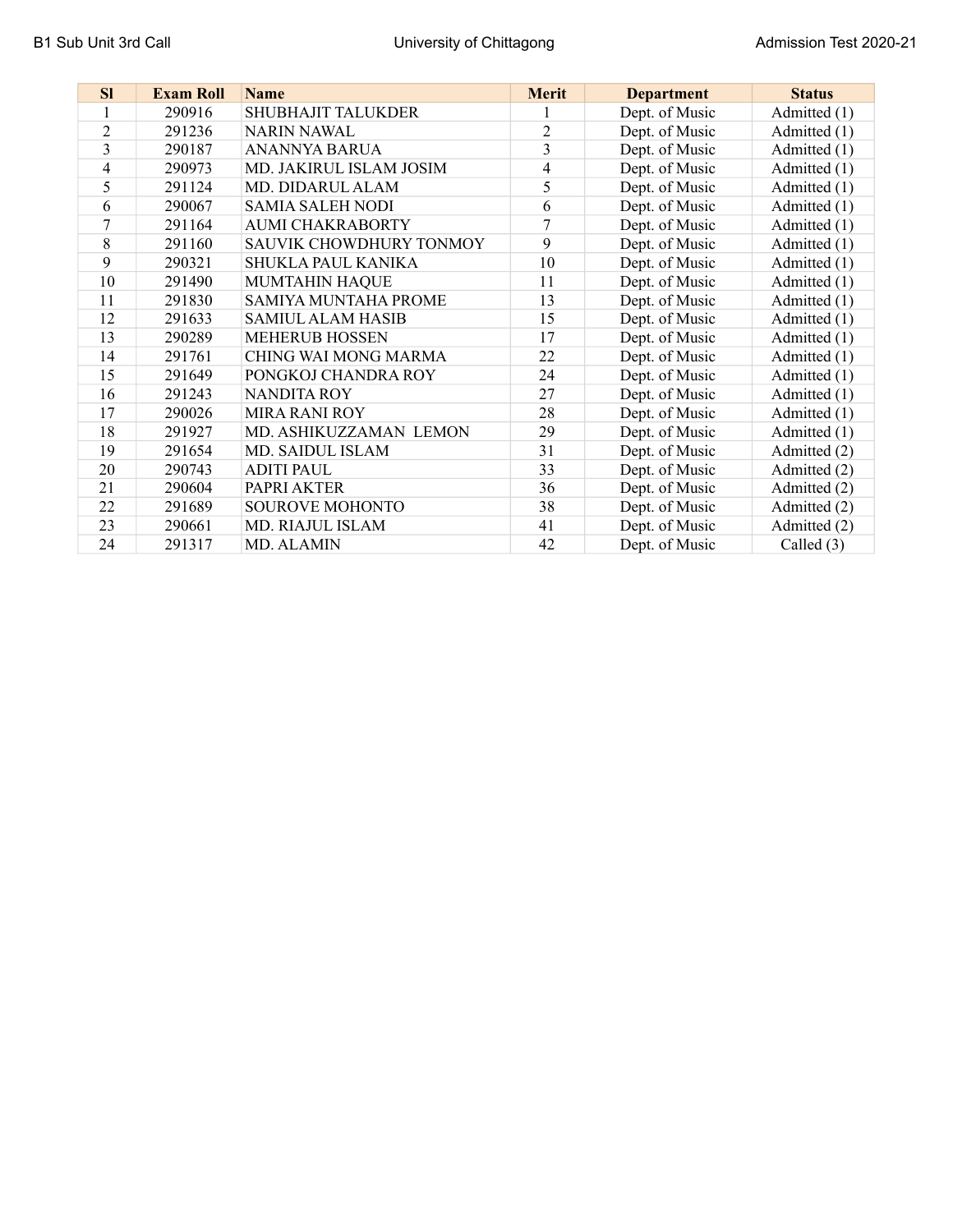| Sl | Exam Roll | Name | Merit | Department | Status |
|---|---|---|---|---|---|
| 1 | 290916 | SHUBHAJIT TALUKDER | 1 | Dept. of Music | Admitted (1) |
| 2 | 291236 | NARIN NAWAL | 2 | Dept. of Music | Admitted (1) |
| 3 | 290187 | ANANNYA BARUA | 3 | Dept. of Music | Admitted (1) |
| 4 | 290973 | MD. JAKIRUL ISLAM JOSIM | 4 | Dept. of Music | Admitted (1) |
| 5 | 291124 | MD. DIDARUL ALAM | 5 | Dept. of Music | Admitted (1) |
| 6 | 290067 | SAMIA SALEH NODI | 6 | Dept. of Music | Admitted (1) |
| 7 | 291164 | AUMI CHAKRABORTY | 7 | Dept. of Music | Admitted (1) |
| 8 | 291160 | SAUVIK CHOWDHURY TONMOY | 9 | Dept. of Music | Admitted (1) |
| 9 | 290321 | SHUKLA PAUL KANIKA | 10 | Dept. of Music | Admitted (1) |
| 10 | 291490 | MUMTAHIN HAQUE | 11 | Dept. of Music | Admitted (1) |
| 11 | 291830 | SAMIYA MUNTAHA PROME | 13 | Dept. of Music | Admitted (1) |
| 12 | 291633 | SAMIUL ALAM HASIB | 15 | Dept. of Music | Admitted (1) |
| 13 | 290289 | MEHERUB HOSSEN | 17 | Dept. of Music | Admitted (1) |
| 14 | 291761 | CHING WAI MONG MARMA | 22 | Dept. of Music | Admitted (1) |
| 15 | 291649 | PONGKOJ CHANDRA ROY | 24 | Dept. of Music | Admitted (1) |
| 16 | 291243 | NANDITA ROY | 27 | Dept. of Music | Admitted (1) |
| 17 | 290026 | MIRA RANI ROY | 28 | Dept. of Music | Admitted (1) |
| 18 | 291927 | MD. ASHIKUZZAMAN LEMON | 29 | Dept. of Music | Admitted (1) |
| 19 | 291654 | MD. SAIDUL ISLAM | 31 | Dept. of Music | Admitted (2) |
| 20 | 290743 | ADITI PAUL | 33 | Dept. of Music | Admitted (2) |
| 21 | 290604 | PAPRI AKTER | 36 | Dept. of Music | Admitted (2) |
| 22 | 291689 | SOUROVE MOHONTO | 38 | Dept. of Music | Admitted (2) |
| 23 | 290661 | MD. RIAJUL ISLAM | 41 | Dept. of Music | Admitted (2) |
| 24 | 291317 | MD. ALAMIN | 42 | Dept. of Music | Called (3) |